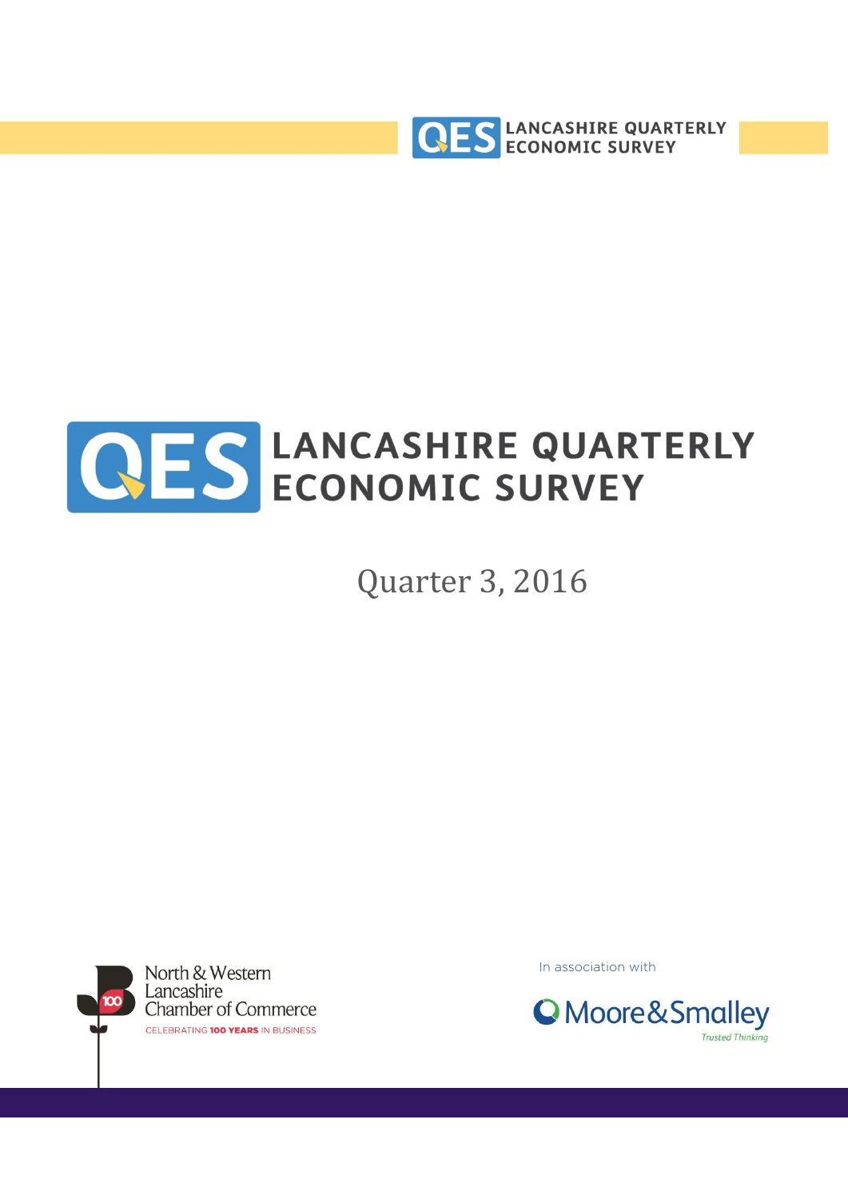# LANCASHIRE QUARTERLY ECONOMIC SURVEY

Quarter 3, 2016

North & Western Lancashire Chamber of Commerce

CELEBRATING 100 YEARS IN BUSINESS

In association with

Moore&Smalley

Trusted Thinking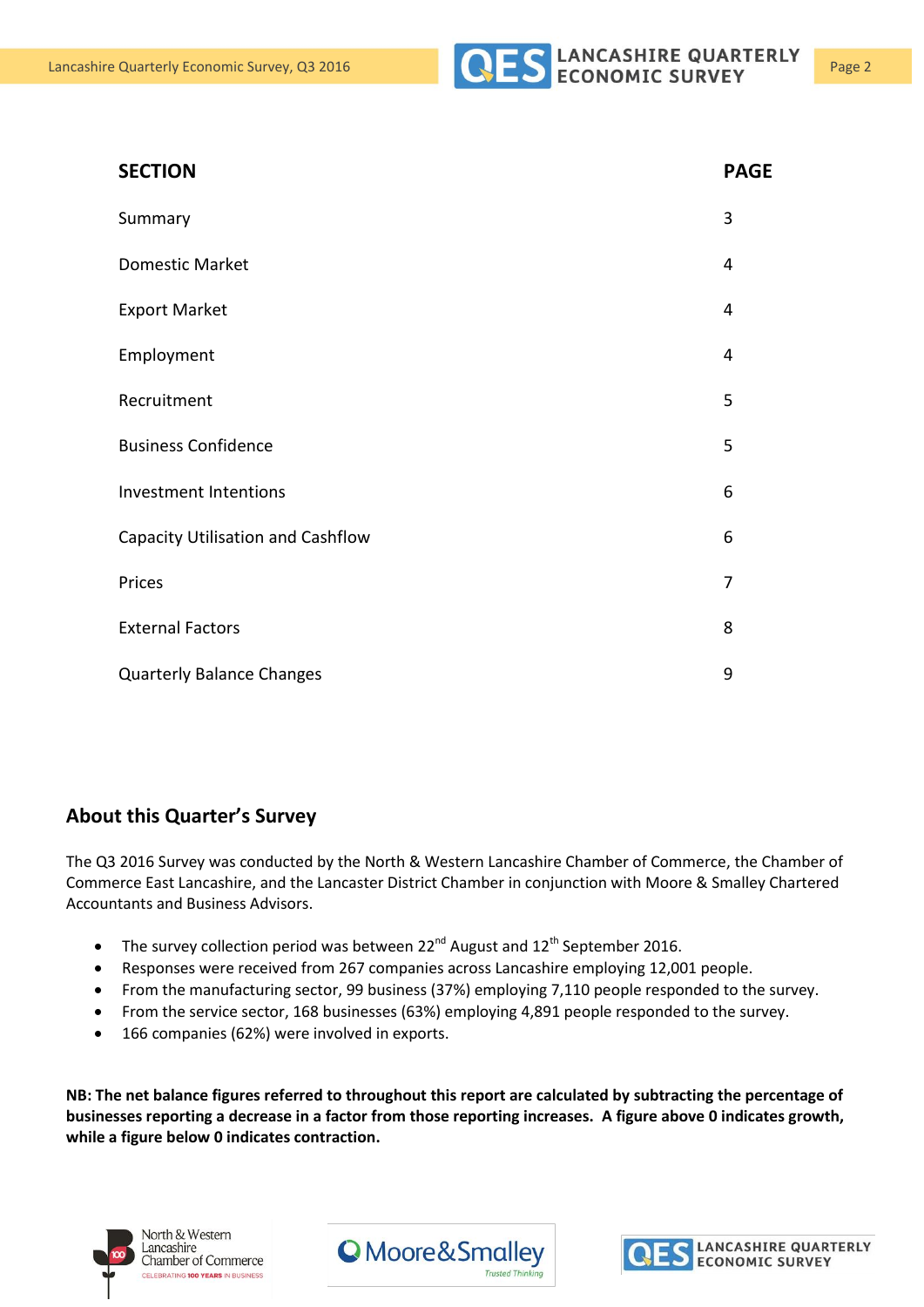| SECTION | PAGE |
| --- | --- |
| Summary | 3 |
| Domestic Market | 4 |
| Export Market | 4 |
| Employment | 4 |
| Recruitment | 5 |
| Business Confidence | 5 |
| Investment Intentions | 6 |
| Capacity Utilisation and Cashflow | 6 |
| Prices | 7 |
| External Factors | 8 |
| Quarterly Balance Changes | 9 |

## About this Quarter's Survey

The Q3 2016 Survey was conducted by the North & Western Lancashire Chamber of Commerce, the Chamber of Commerce East Lancashire, and the Lancaster District Chamber in conjunction with Moore & Smalley Chartered Accountants and Business Advisors.

- The survey collection period was between 22nd August and 12th September 2016.
- Responses were received from 267 companies across Lancashire employing 12,001 people.
- From the manufacturing sector, 99 business (37%) employing 7,110 people responded to the survey.
- From the service sector, 168 businesses (63%) employing 4,891 people responded to the survey.
- 166 companies (62%) were involved in exports.

**NB: The net balance figures referred to throughout this report are calculated by subtracting the percentage of businesses reporting a decrease in a factor from those reporting increases. A figure above 0 indicates growth, while a figure below 0 indicates contraction.**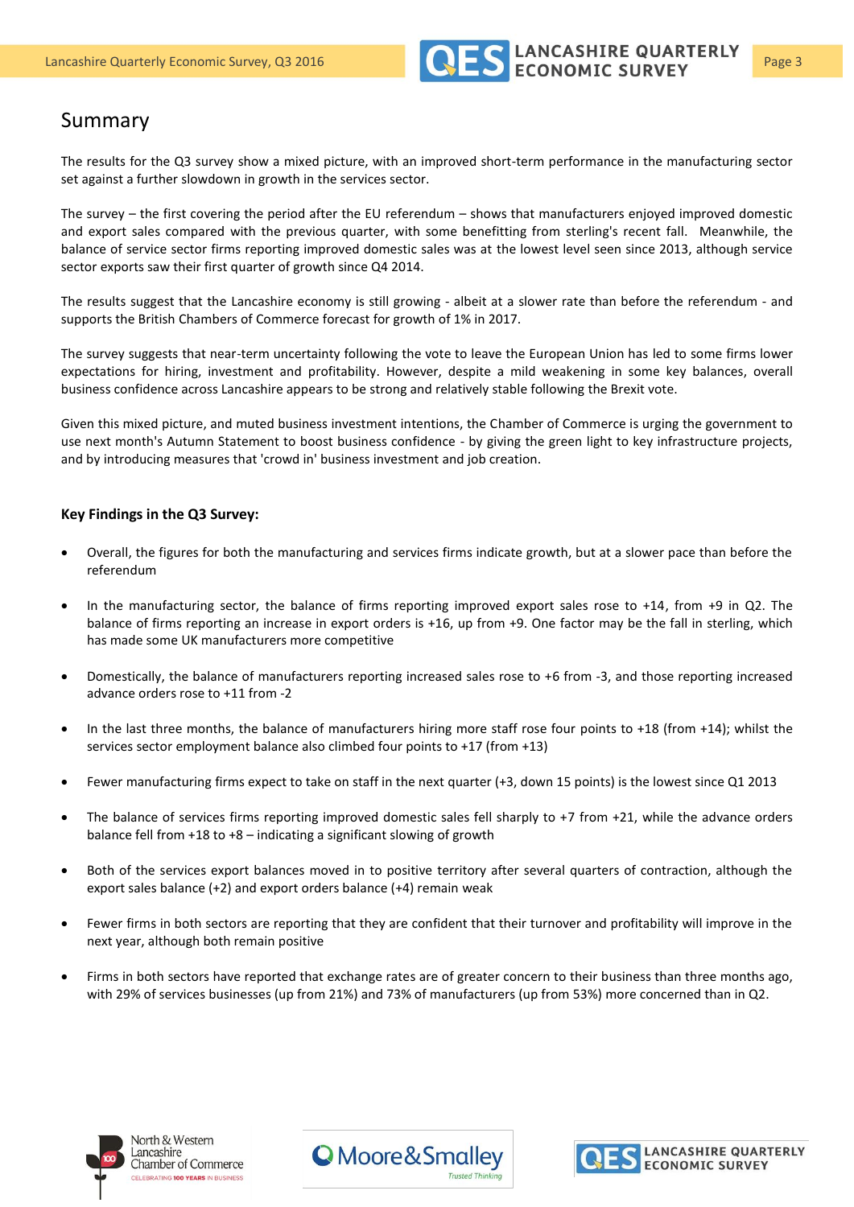## Summary

The results for the Q3 survey show a mixed picture, with an improved short-term performance in the manufacturing sector set against a further slowdown in growth in the services sector.

The survey – the first covering the period after the EU referendum – shows that manufacturers enjoyed improved domestic and export sales compared with the previous quarter, with some benefitting from sterling's recent fall. Meanwhile, the balance of service sector firms reporting improved domestic sales was at the lowest level seen since 2013, although service sector exports saw their first quarter of growth since Q4 2014.

The results suggest that the Lancashire economy is still growing - albeit at a slower rate than before the referendum - and supports the British Chambers of Commerce forecast for growth of 1% in 2017.

The survey suggests that near-term uncertainty following the vote to leave the European Union has led to some firms lower expectations for hiring, investment and profitability. However, despite a mild weakening in some key balances, overall business confidence across Lancashire appears to be strong and relatively stable following the Brexit vote.

Given this mixed picture, and muted business investment intentions, the Chamber of Commerce is urging the government to use next month's Autumn Statement to boost business confidence - by giving the green light to key infrastructure projects, and by introducing measures that 'crowd in' business investment and job creation.

**Key Findings in the Q3 Survey:**

- Overall, the figures for both the manufacturing and services firms indicate growth, but at a slower pace than before the referendum
- In the manufacturing sector, the balance of firms reporting improved export sales rose to +14, from +9 in Q2. The balance of firms reporting an increase in export orders is +16, up from +9. One factor may be the fall in sterling, which has made some UK manufacturers more competitive
- Domestically, the balance of manufacturers reporting increased sales rose to +6 from -3, and those reporting increased advance orders rose to +11 from -2
- In the last three months, the balance of manufacturers hiring more staff rose four points to +18 (from +14); whilst the services sector employment balance also climbed four points to +17 (from +13)
- Fewer manufacturing firms expect to take on staff in the next quarter (+3, down 15 points) is the lowest since Q1 2013
- The balance of services firms reporting improved domestic sales fell sharply to +7 from +21, while the advance orders balance fell from +18 to +8 – indicating a significant slowing of growth
- Both of the services export balances moved in to positive territory after several quarters of contraction, although the export sales balance (+2) and export orders balance (+4) remain weak
- Fewer firms in both sectors are reporting that they are confident that their turnover and profitability will improve in the next year, although both remain positive
- Firms in both sectors have reported that exchange rates are of greater concern to their business than three months ago, with 29% of services businesses (up from 21%) and 73% of manufacturers (up from 53%) more concerned than in Q2.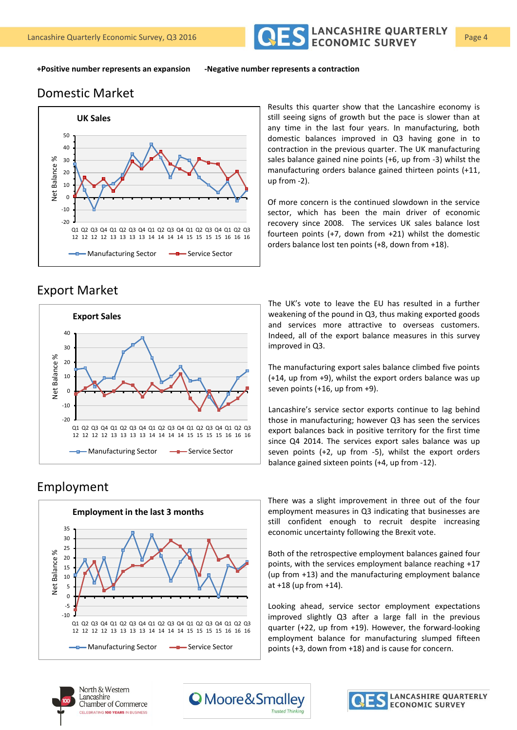**+Positive number represents an expansion** **-Negative number represents a contraction**

## Domestic Market

Results this quarter show that the Lancashire economy is still seeing signs of growth but the pace is slower than at any time in the last four years. In manufacturing, both domestic balances improved in Q3 having gone in to contraction in the previous quarter. The UK manufacturing sales balance gained nine points (+6, up from -3) whilst the manufacturing orders balance gained thirteen points (+11, up from -2).

Of more concern is the continued slowdown in the service sector, which has been the main driver of economic recovery since 2008. The services UK sales balance lost fourteen points (+7, down from +21) whilst the domestic orders balance lost ten points (+8, down from +18).

## Export Market

The UK's vote to leave the EU has resulted in a further weakening of the pound in Q3, thus making exported goods and services more attractive to overseas customers. Indeed, all of the export balance measures in this survey improved in Q3.

The manufacturing export sales balance climbed five points (+14, up from +9), whilst the export orders balance was up seven points (+16, up from +9).

Lancashire's service sector exports continue to lag behind those in manufacturing; however Q3 has seen the services export balances back in positive territory for the first time since Q4 2014. The services export sales balance was up seven points (+2, up from -5), whilst the export orders balance gained sixteen points (+4, up from -12).

## Employment

There was a slight improvement in three out of the four employment measures in Q3 indicating that businesses are still confident enough to recruit despite increasing economic uncertainty following the Brexit vote.

Both of the retrospective employment balances gained four points, with the services employment balance reaching +17 (up from +13) and the manufacturing employment balance at +18 (up from +14).

Looking ahead, service sector employment expectations improved slightly Q3 after a large fall in the previous quarter (+22, up from +19). However, the forward-looking employment balance for manufacturing slumped fifteen points (+3, down from +18) and is cause for concern.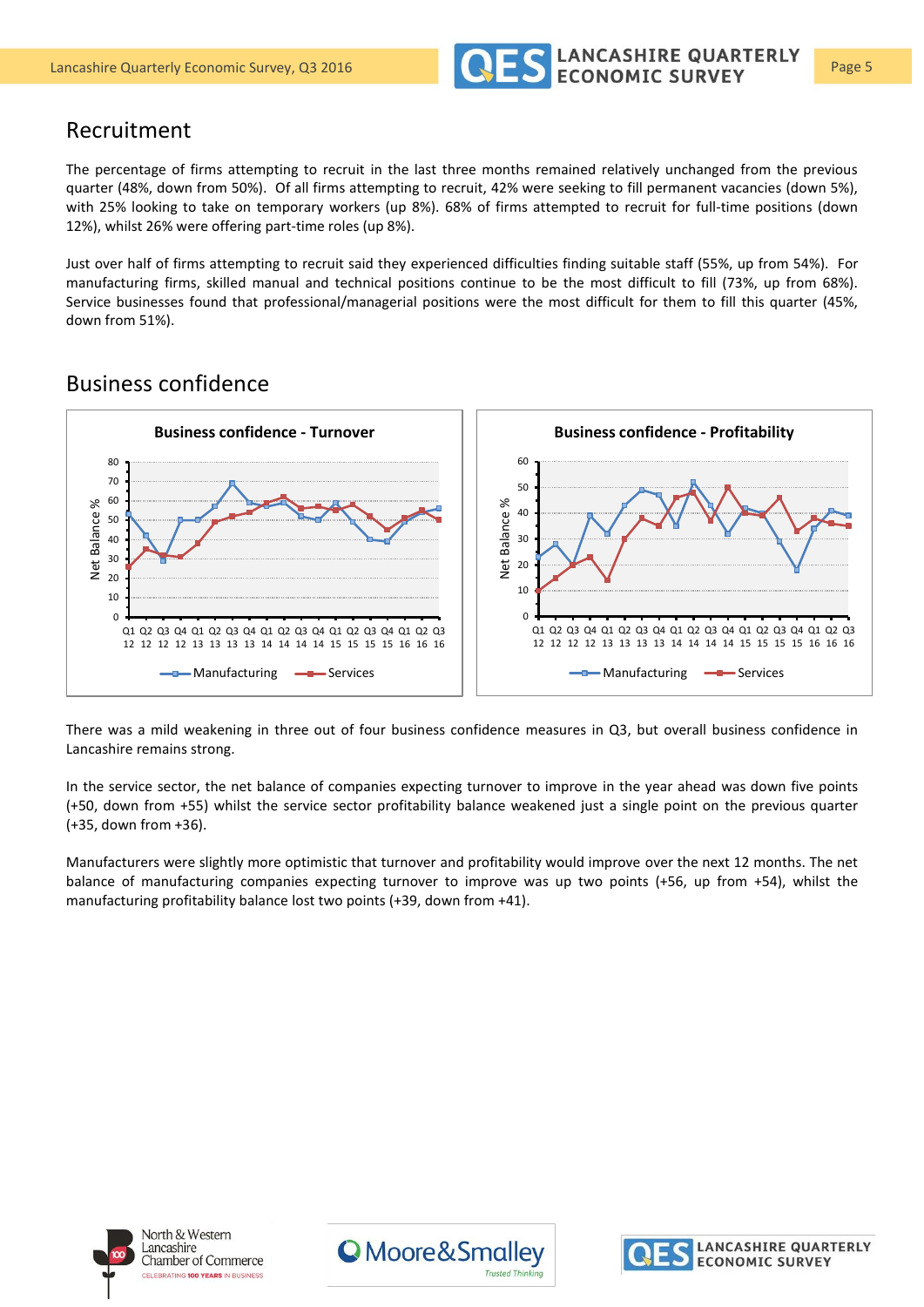## Recruitment

The percentage of firms attempting to recruit in the last three months remained relatively unchanged from the previous quarter (48%, down from 50%). Of all firms attempting to recruit, 42% were seeking to fill permanent vacancies (down 5%), with 25% looking to take on temporary workers (up 8%). 68% of firms attempted to recruit for full-time positions (down 12%), whilst 26% were offering part-time roles (up 8%).

Just over half of firms attempting to recruit said they experienced difficulties finding suitable staff (55%, up from 54%). For manufacturing firms, skilled manual and technical positions continue to be the most difficult to fill (73%, up from 68%). Service businesses found that professional/managerial positions were the most difficult for them to fill this quarter (45%, down from 51%).

## Business confidence

**Business confidence - Turnover**

**Business confidence - Profitability**

There was a mild weakening in three out of four business confidence measures in Q3, but overall business confidence in Lancashire remains strong.

In the service sector, the net balance of companies expecting turnover to improve in the year ahead was down five points (+50, down from +55) whilst the service sector profitability balance weakened just a single point on the previous quarter (+35, down from +36).

Manufacturers were slightly more optimistic that turnover and profitability would improve over the next 12 months. The net balance of manufacturing companies expecting turnover to improve was up two points (+56, up from +54), whilst the manufacturing profitability balance lost two points (+39, down from +41).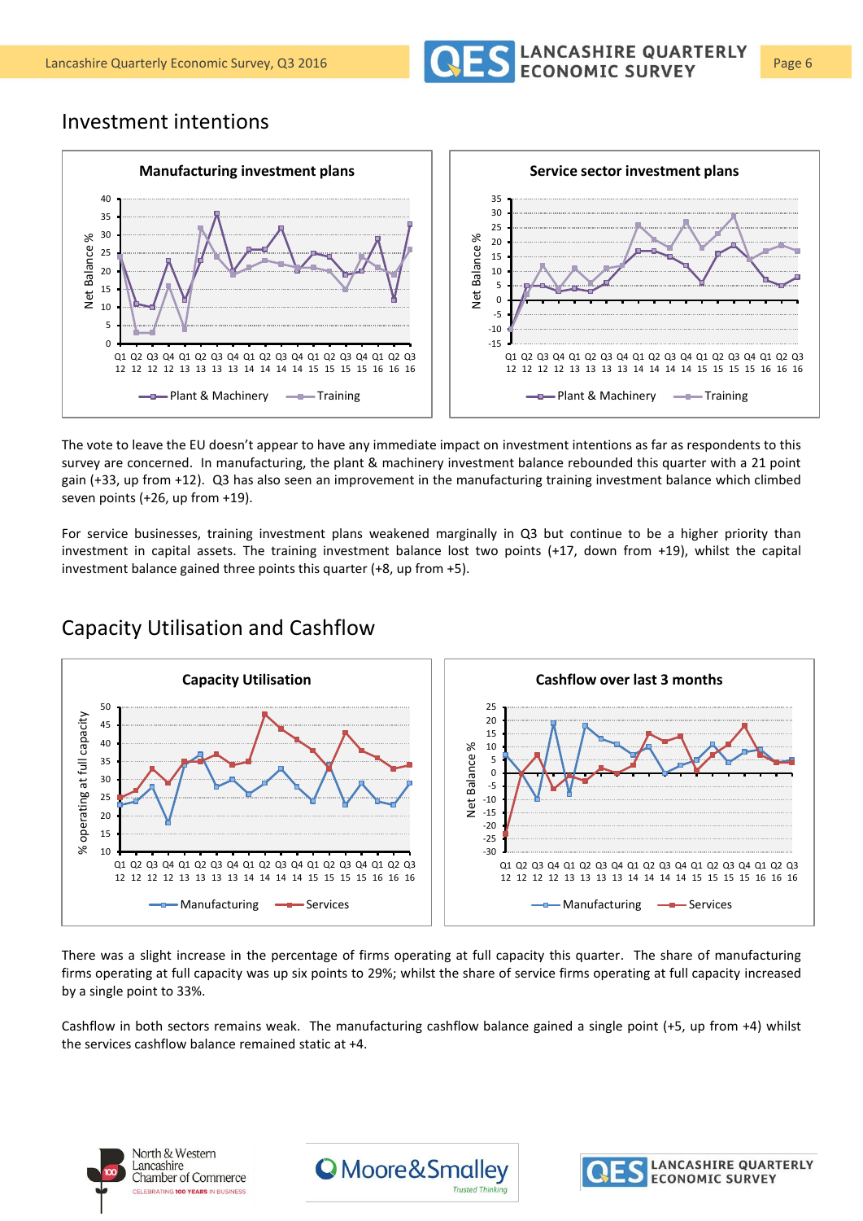## Investment intentions

The vote to leave the EU doesn't appear to have any immediate impact on investment intentions as far as respondents to this survey are concerned. In manufacturing, the plant & machinery investment balance rebounded this quarter with a 21 point gain (+33, up from +12). Q3 has also seen an improvement in the manufacturing training investment balance which climbed seven points (+26, up from +19).

For service businesses, training investment plans weakened marginally in Q3 but continue to be a higher priority than investment in capital assets. The training investment balance lost two points (+17, down from +19), whilst the capital investment balance gained three points this quarter (+8, up from +5).

## Capacity Utilisation and Cashflow

There was a slight increase in the percentage of firms operating at full capacity this quarter. The share of manufacturing firms operating at full capacity was up six points to 29%; whilst the share of service firms operating at full capacity increased by a single point to 33%.

Cashflow in both sectors remains weak. The manufacturing cashflow balance gained a single point (+5, up from +4) whilst the services cashflow balance remained static at +4.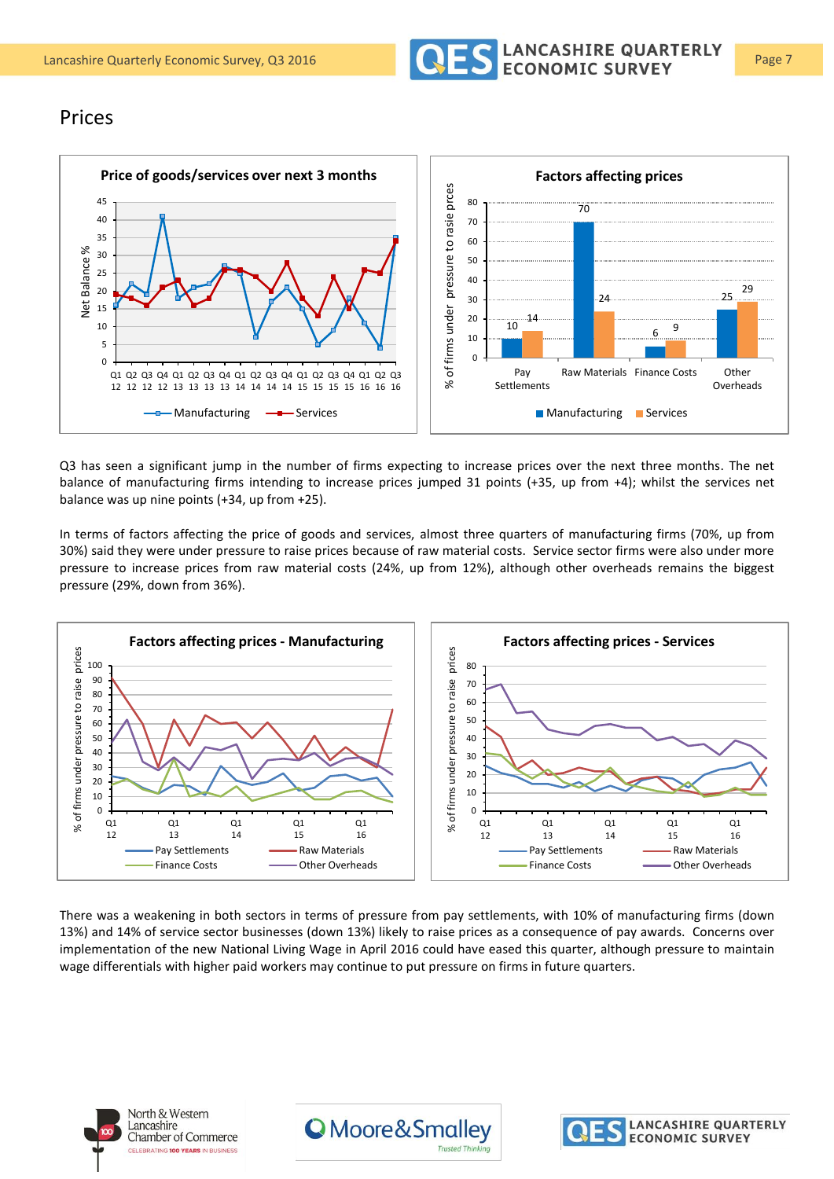## Prices

Q3 has seen a significant jump in the number of firms expecting to increase prices over the next three months. The net balance of manufacturing firms intending to increase prices jumped 31 points (+35, up from +4); whilst the services net balance was up nine points (+34, up from +25).

In terms of factors affecting the price of goods and services, almost three quarters of manufacturing firms (70%, up from 30%) said they were under pressure to raise prices because of raw material costs. Service sector firms were also under more pressure to increase prices from raw material costs (24%, up from 12%), although other overheads remains the biggest pressure (29%, down from 36%).

There was a weakening in both sectors in terms of pressure from pay settlements, with 10% of manufacturing firms (down 13%) and 14% of service sector businesses (down 13%) likely to raise prices as a consequence of pay awards. Concerns over implementation of the new National Living Wage in April 2016 could have eased this quarter, although pressure to maintain wage differentials with higher paid workers may continue to put pressure on firms in future quarters.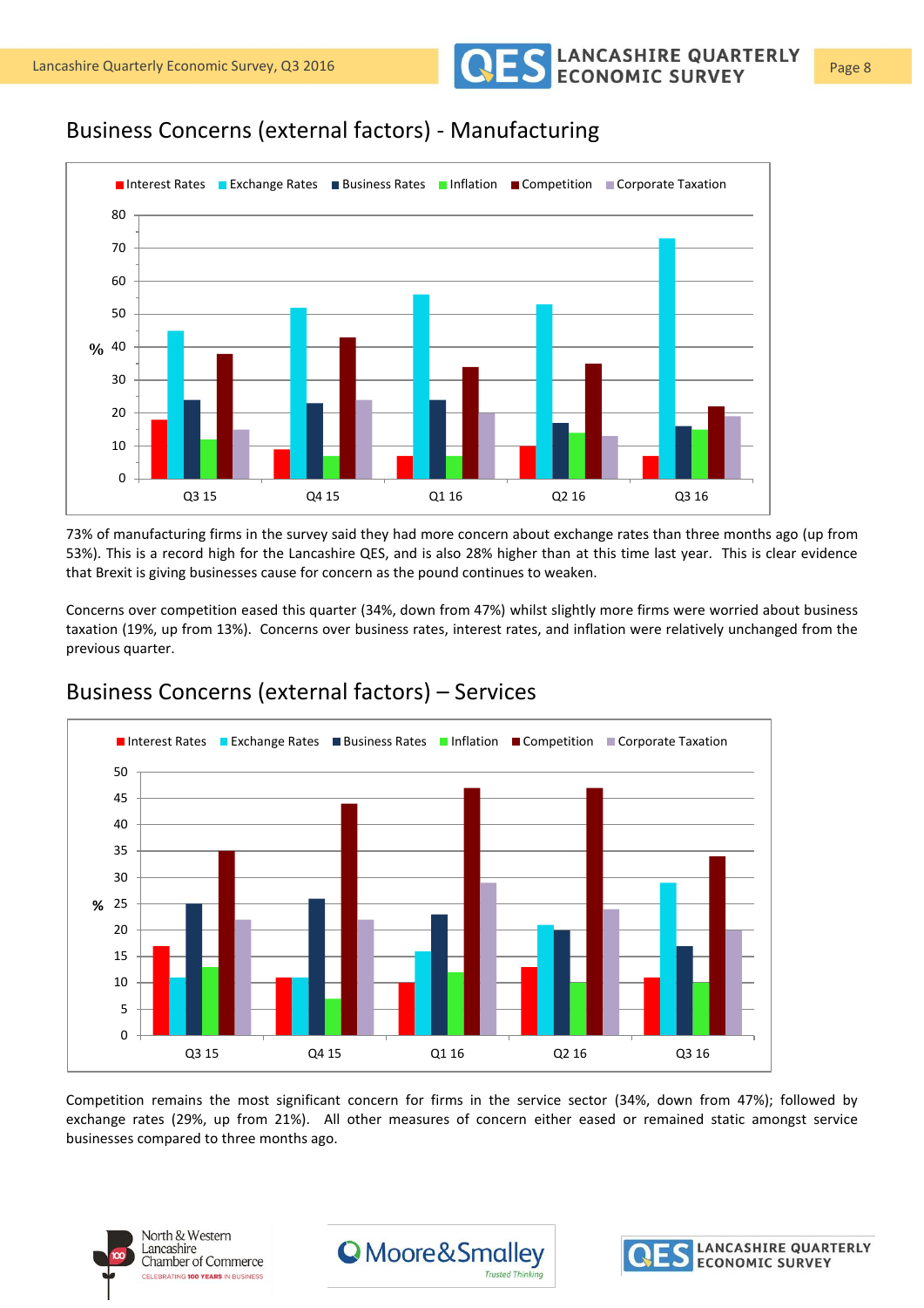## Business Concerns (external factors) - Manufacturing

73% of manufacturing firms in the survey said they had more concern about exchange rates than three months ago (up from 53%). This is a record high for the Lancashire QES, and is also 28% higher than at this time last year. This is clear evidence that Brexit is giving businesses cause for concern as the pound continues to weaken.

Concerns over competition eased this quarter (34%, down from 47%) whilst slightly more firms were worried about business taxation (19%, up from 13%). Concerns over business rates, interest rates, and inflation were relatively unchanged from the previous quarter.

## Business Concerns (external factors) – Services

Competition remains the most significant concern for firms in the service sector (34%, down from 47%); followed by exchange rates (29%, up from 21%). All other measures of concern either eased or remained static amongst service businesses compared to three months ago.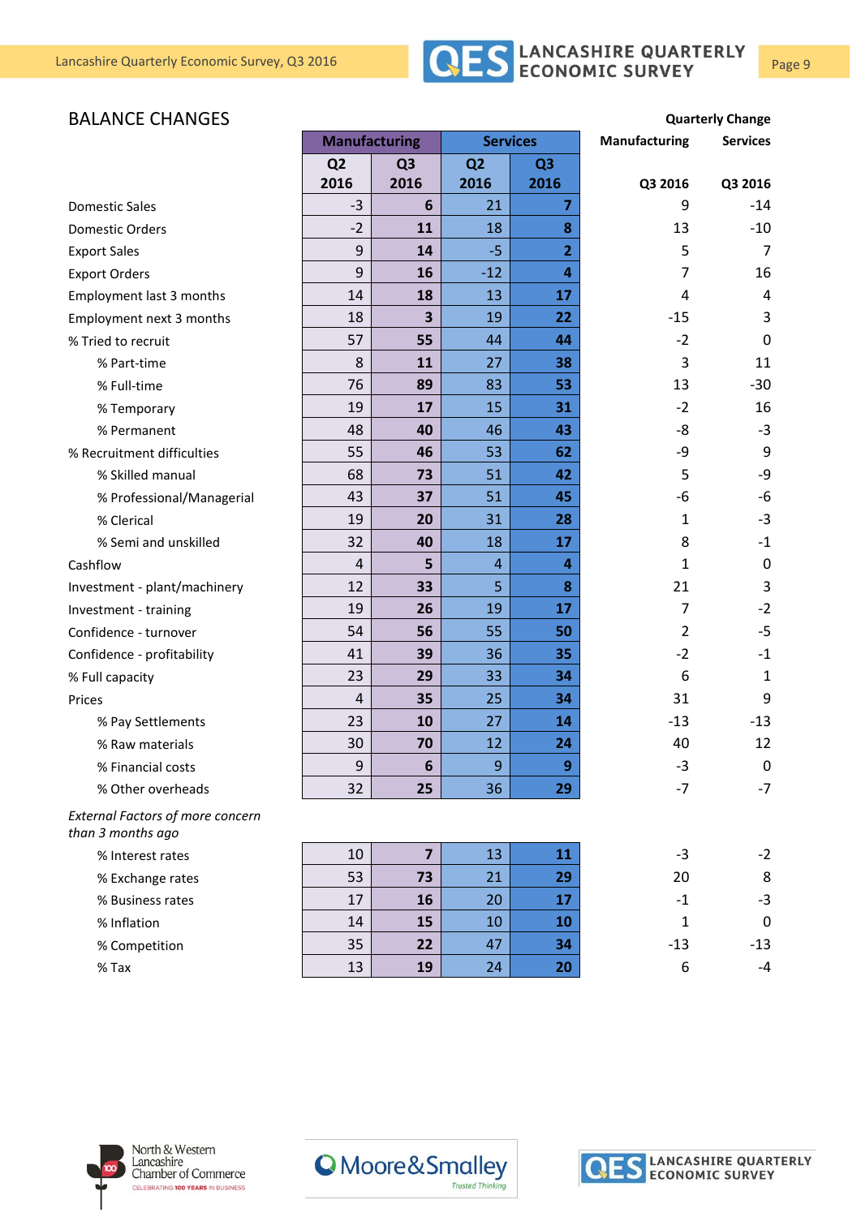## BALANCE CHANGES

| | Manufacturing | | Services | | Quarterly Change Manufacturing | Quarterly Change Services |
|---|---|---|---|---|---|---|
| | Q2 2016 | Q3 2016 | Q2 2016 | Q3 2016 | Q3 2016 | Q3 2016 |
| Domestic Sales | -3 | **6** | 21 | **7** | 9 | -14 |
| Domestic Orders | -2 | **11** | 18 | **8** | 13 | -10 |
| Export Sales | 9 | **14** | -5 | **2** | 5 | 7 |
| Export Orders | 9 | **16** | -12 | **4** | 7 | 16 |
| Employment last 3 months | 14 | **18** | 13 | **17** | 4 | 4 |
| Employment next 3 months | 18 | **3** | 19 | **22** | -15 | 3 |
| % Tried to recruit | 57 | **55** | 44 | **44** | -2 | 0 |
| % Part-time | 8 | **11** | 27 | **38** | 3 | 11 |
| % Full-time | 76 | **89** | 83 | **53** | 13 | -30 |
| % Temporary | 19 | **17** | 15 | **31** | -2 | 16 |
| % Permanent | 48 | **40** | 46 | **43** | -8 | -3 |
| % Recruitment difficulties | 55 | **46** | 53 | **62** | -9 | 9 |
| % Skilled manual | 68 | **73** | 51 | **42** | 5 | -9 |
| % Professional/Managerial | 43 | **37** | 51 | **45** | -6 | -6 |
| % Clerical | 19 | **20** | 31 | **28** | 1 | -3 |
| % Semi and unskilled | 32 | **40** | 18 | **17** | 8 | -1 |
| Cashflow | 4 | **5** | 4 | **4** | 1 | 0 |
| Investment - plant/machinery | 12 | **33** | 5 | **8** | 21 | 3 |
| Investment - training | 19 | **26** | 19 | **17** | 7 | -2 |
| Confidence - turnover | 54 | **56** | 55 | **50** | 2 | -5 |
| Confidence - profitability | 41 | **39** | 36 | **35** | -2 | -1 |
| % Full capacity | 23 | **29** | 33 | **34** | 6 | 1 |
| Prices | 4 | **35** | 25 | **34** | 31 | 9 |
| % Pay Settlements | 23 | **10** | 27 | **14** | -13 | -13 |
| % Raw materials | 30 | **70** | 12 | **24** | 40 | 12 |
| % Financial costs | 9 | **6** | 9 | **9** | -3 | 0 |
| % Other overheads | 32 | **25** | 36 | **29** | -7 | -7 |
| *External Factors of more concern than 3 months ago* | | | | | | |
| % Interest rates | 10 | **7** | 13 | **11** | -3 | -2 |
| % Exchange rates | 53 | **73** | 21 | **29** | 20 | 8 |
| % Business rates | 17 | **16** | 20 | **17** | -1 | -3 |
| % Inflation | 14 | **15** | 10 | **10** | 1 | 0 |
| % Competition | 35 | **22** | 47 | **34** | -13 | -13 |
| % Tax | 13 | **19** | 24 | **20** | 6 | -4 |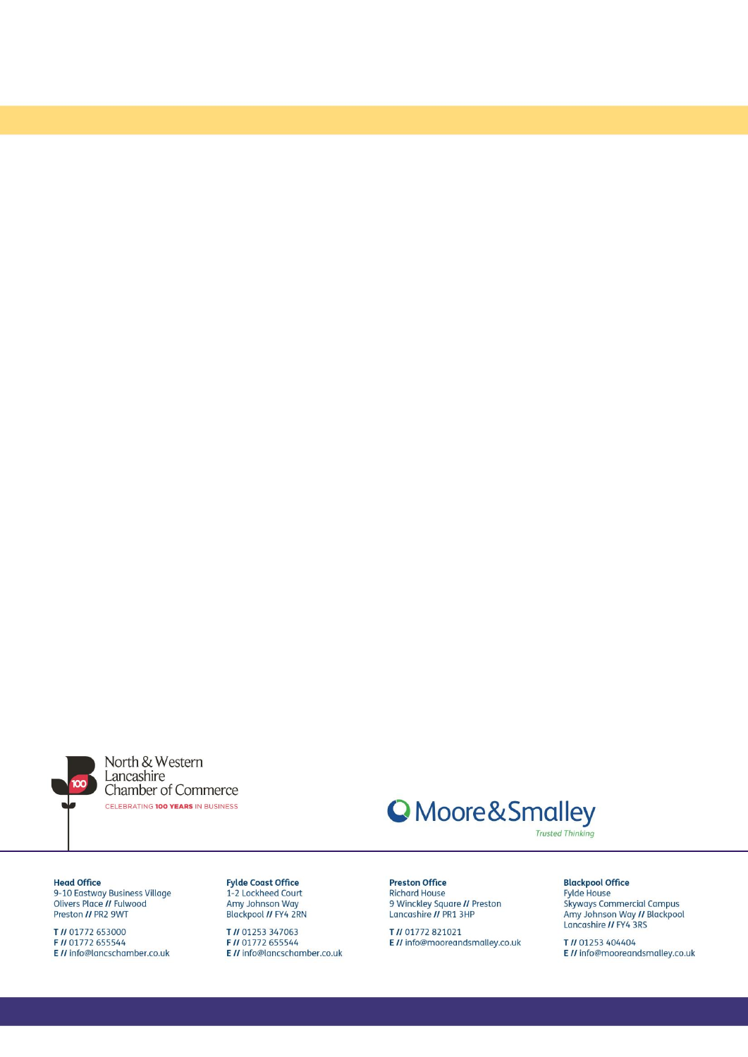North & Western Lancashire Chamber of Commerce

CELEBRATING 100 YEARS IN BUSINESS

Moore & Smalley

*Trusted Thinking*

**Head Office**
9-10 Eastway Business Village
Olivers Place // Fulwood
Preston // PR2 9WT

**T //** 01772 653000
**F //** 01772 655544
**E //** info@lancschamber.co.uk

**Fylde Coast Office**
1-2 Lockheed Court
Amy Johnson Way
Blackpool // FY4 2RN

**T //** 01253 347063
**F //** 01772 655544
**E //** info@lancschamber.co.uk

**Preston Office**
Richard House
9 Winckley Square // Preston
Lancashire // PR1 3HP

**T //** 01772 821021
**E //** info@mooreandsmalley.co.uk

**Blackpool Office**
Fylde House
Skyways Commercial Campus
Amy Johnson Way // Blackpool
Lancashire // FY4 3RS

**T //** 01253 404404
**E //** info@mooreandsmalley.co.uk